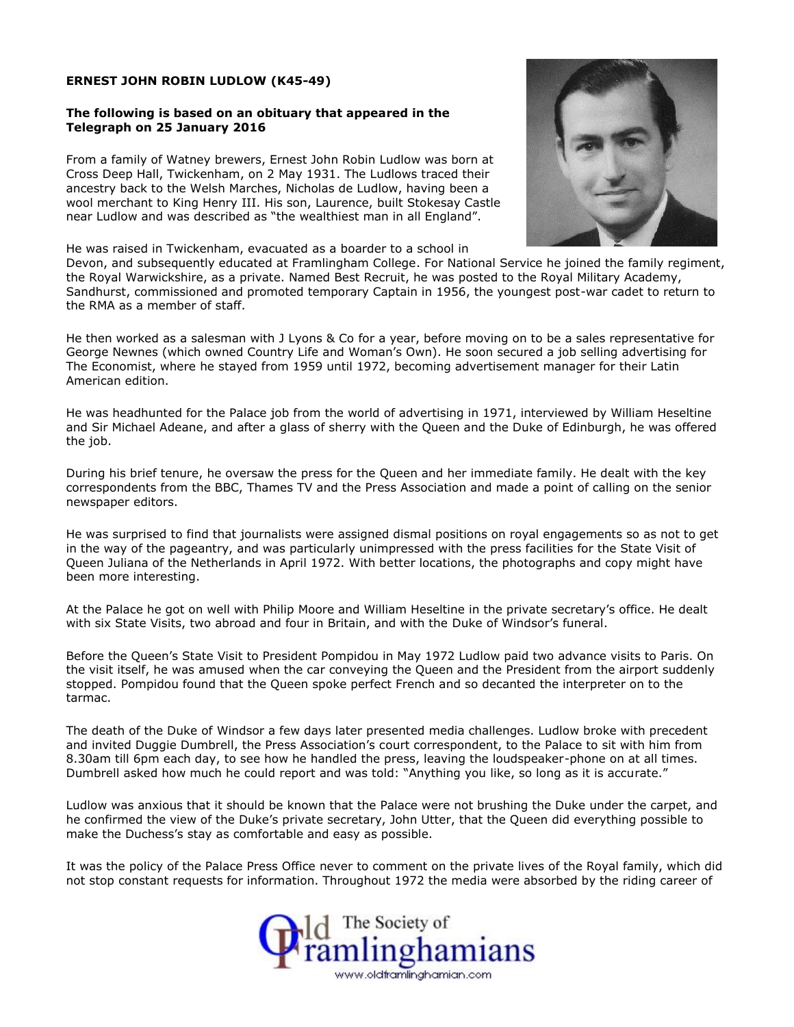**ERNEST JOHN ROBIN LUDLOW (K45-49)**

**The following is based on an obituary that appeared in the Telegraph on 25 January 2016**

From a family of Watney brewers, Ernest John Robin Ludlow was born at Cross Deep Hall, Twickenham, on 2 May 1931. The Ludlows traced their ancestry back to the Welsh Marches, Nicholas de Ludlow, having been a wool merchant to King Henry III. His son, Laurence, built Stokesay Castle near Ludlow and was described as "the wealthiest man in all England".

He was raised in Twickenham, evacuated as a boarder to a school in Devon, and subsequently educated at Framlingham College. For National Service he joined the family regiment, the Royal Warwickshire, as a private. Named Best Recruit, he was posted to the Royal Military Academy, Sandhurst, commissioned and promoted temporary Captain in 1956, the youngest post-war cadet to return to the RMA as a member of staff.

He then worked as a salesman with J Lyons & Co for a year, before moving on to be a sales representative for George Newnes (which owned Country Life and Woman's Own). He soon secured a job selling advertising for The Economist, where he stayed from 1959 until 1972, becoming advertisement manager for their Latin American edition.

He was headhunted for the Palace job from the world of advertising in 1971, interviewed by William Heseltine and Sir Michael Adeane, and after a glass of sherry with the Queen and the Duke of Edinburgh, he was offered the job.

During his brief tenure, he oversaw the press for the Queen and her immediate family. He dealt with the key correspondents from the BBC, Thames TV and the Press Association and made a point of calling on the senior newspaper editors.

He was surprised to find that journalists were assigned dismal positions on royal engagements so as not to get in the way of the pageantry, and was particularly unimpressed with the press facilities for the State Visit of Queen Juliana of the Netherlands in April 1972. With better locations, the photographs and copy might have been more interesting.

At the Palace he got on well with Philip Moore and William Heseltine in the private secretary's office. He dealt with six State Visits, two abroad and four in Britain, and with the Duke of Windsor's funeral.

Before the Queen's State Visit to President Pompidou in May 1972 Ludlow paid two advance visits to Paris. On the visit itself, he was amused when the car conveying the Queen and the President from the airport suddenly stopped. Pompidou found that the Queen spoke perfect French and so decanted the interpreter on to the tarmac.

The death of the Duke of Windsor a few days later presented media challenges. Ludlow broke with precedent and invited Duggie Dumbrell, the Press Association's court correspondent, to the Palace to sit with him from 8.30am till 6pm each day, to see how he handled the press, leaving the loudspeaker-phone on at all times. Dumbrell asked how much he could report and was told: "Anything you like, so long as it is accurate."

Ludlow was anxious that it should be known that the Palace were not brushing the Duke under the carpet, and he confirmed the view of the Duke's private secretary, John Utter, that the Queen did everything possible to make the Duchess's stay as comfortable and easy as possible.

It was the policy of the Palace Press Office never to comment on the private lives of the Royal family, which did not stop constant requests for information. Throughout 1972 the media were absorbed by the riding career of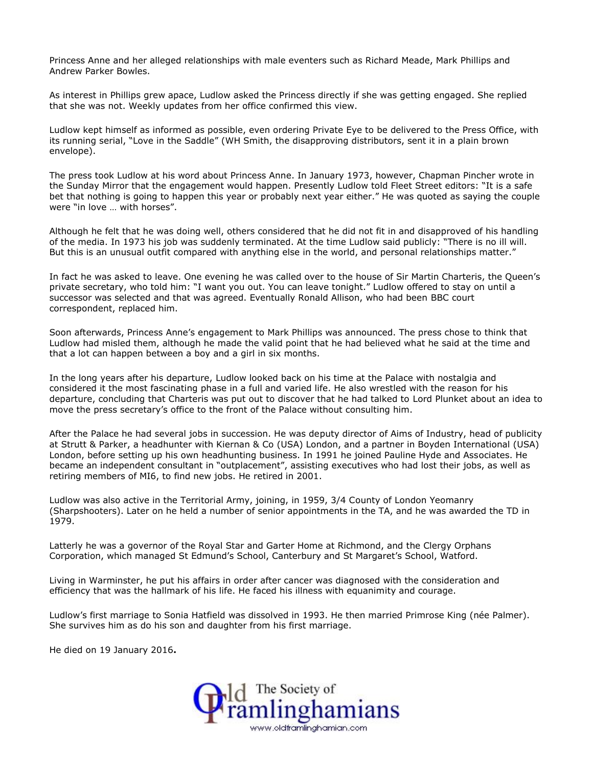Princess Anne and her alleged relationships with male eventers such as Richard Meade, Mark Phillips and Andrew Parker Bowles.

As interest in Phillips grew apace, Ludlow asked the Princess directly if she was getting engaged. She replied that she was not. Weekly updates from her office confirmed this view.

Ludlow kept himself as informed as possible, even ordering Private Eye to be delivered to the Press Office, with its running serial, "Love in the Saddle" (WH Smith, the disapproving distributors, sent it in a plain brown envelope).

The press took Ludlow at his word about Princess Anne. In January 1973, however, Chapman Pincher wrote in the Sunday Mirror that the engagement would happen. Presently Ludlow told Fleet Street editors: "It is a safe bet that nothing is going to happen this year or probably next year either." He was quoted as saying the couple were "in love … with horses".

Although he felt that he was doing well, others considered that he did not fit in and disapproved of his handling of the media. In 1973 his job was suddenly terminated. At the time Ludlow said publicly: "There is no ill will. But this is an unusual outfit compared with anything else in the world, and personal relationships matter."

In fact he was asked to leave. One evening he was called over to the house of Sir Martin Charteris, the Queen's private secretary, who told him: "I want you out. You can leave tonight." Ludlow offered to stay on until a successor was selected and that was agreed. Eventually Ronald Allison, who had been BBC court correspondent, replaced him.

Soon afterwards, Princess Anne's engagement to Mark Phillips was announced. The press chose to think that Ludlow had misled them, although he made the valid point that he had believed what he said at the time and that a lot can happen between a boy and a girl in six months.

In the long years after his departure, Ludlow looked back on his time at the Palace with nostalgia and considered it the most fascinating phase in a full and varied life. He also wrestled with the reason for his departure, concluding that Charteris was put out to discover that he had talked to Lord Plunket about an idea to move the press secretary's office to the front of the Palace without consulting him.

After the Palace he had several jobs in succession. He was deputy director of Aims of Industry, head of publicity at Strutt & Parker, a headhunter with Kiernan & Co (USA) London, and a partner in Boyden International (USA) London, before setting up his own headhunting business. In 1991 he joined Pauline Hyde and Associates. He became an independent consultant in "outplacement", assisting executives who had lost their jobs, as well as retiring members of MI6, to find new jobs. He retired in 2001.

Ludlow was also active in the Territorial Army, joining, in 1959, 3/4 County of London Yeomanry (Sharpshooters). Later on he held a number of senior appointments in the TA, and he was awarded the TD in 1979.

Latterly he was a governor of the Royal Star and Garter Home at Richmond, and the Clergy Orphans Corporation, which managed St Edmund's School, Canterbury and St Margaret's School, Watford.

Living in Warminster, he put his affairs in order after cancer was diagnosed with the consideration and efficiency that was the hallmark of his life. He faced his illness with equanimity and courage.

Ludlow's first marriage to Sonia Hatfield was dissolved in 1993. He then married Primrose King (née Palmer). She survives him as do his son and daughter from his first marriage.

He died on 19 January 2016**.**

Old Framlinghamians – The Society of
www.oldframlinghamian.com